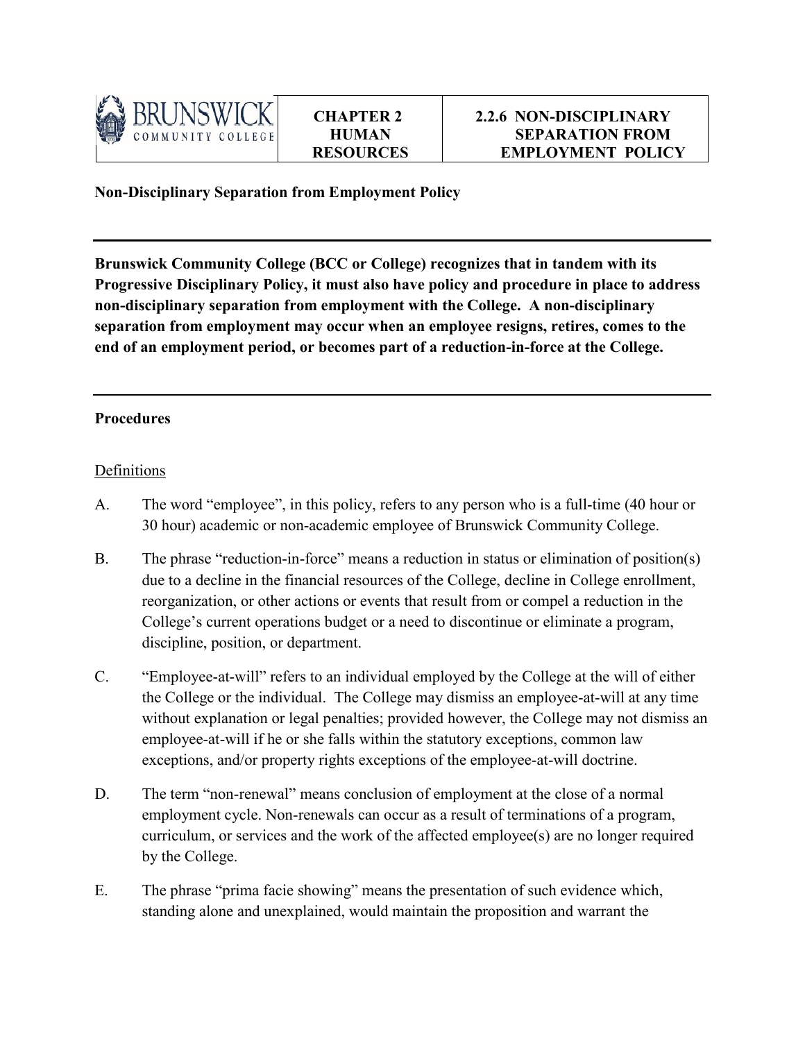| BRUNSWICK COMMUNITY COLLEGE | CHAPTER 2 HUMAN RESOURCES | 2.2.6 NON-DISCIPLINARY SEPARATION FROM EMPLOYMENT POLICY |
|---|---|---|

**Non-Disciplinary Separation from Employment Policy**

---

**Brunswick Community College (BCC or College) recognizes that in tandem with its Progressive Disciplinary Policy, it must also have policy and procedure in place to address non-disciplinary separation from employment with the College. A non-disciplinary separation from employment may occur when an employee resigns, retires, comes to the end of an employment period, or becomes part of a reduction-in-force at the College.**

---

**Procedures**

Definitions

A. The word "employee", in this policy, refers to any person who is a full-time (40 hour or 30 hour) academic or non-academic employee of Brunswick Community College.

B. The phrase "reduction-in-force" means a reduction in status or elimination of position(s) due to a decline in the financial resources of the College, decline in College enrollment, reorganization, or other actions or events that result from or compel a reduction in the College's current operations budget or a need to discontinue or eliminate a program, discipline, position, or department.

C. "Employee-at-will" refers to an individual employed by the College at the will of either the College or the individual. The College may dismiss an employee-at-will at any time without explanation or legal penalties; provided however, the College may not dismiss an employee-at-will if he or she falls within the statutory exceptions, common law exceptions, and/or property rights exceptions of the employee-at-will doctrine.

D. The term "non-renewal" means conclusion of employment at the close of a normal employment cycle. Non-renewals can occur as a result of terminations of a program, curriculum, or services and the work of the affected employee(s) are no longer required by the College.

E. The phrase "prima facie showing" means the presentation of such evidence which, standing alone and unexplained, would maintain the proposition and warrant the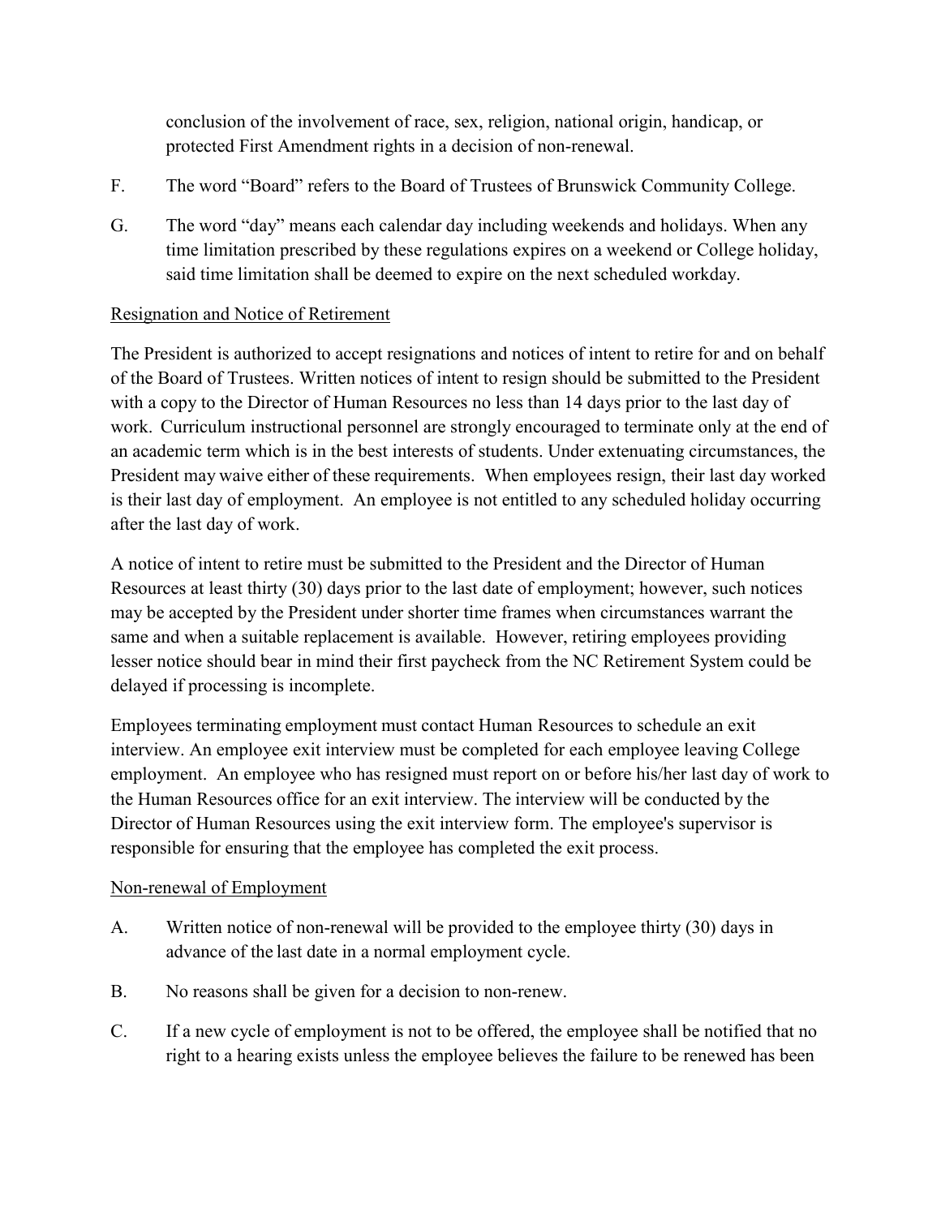conclusion of the involvement of race, sex, religion, national origin, handicap, or protected First Amendment rights in a decision of non-renewal.

F. The word "Board" refers to the Board of Trustees of Brunswick Community College.

G. The word "day" means each calendar day including weekends and holidays. When any time limitation prescribed by these regulations expires on a weekend or College holiday, said time limitation shall be deemed to expire on the next scheduled workday.

<u>Resignation and Notice of Retirement</u>

The President is authorized to accept resignations and notices of intent to retire for and on behalf of the Board of Trustees. Written notices of intent to resign should be submitted to the President with a copy to the Director of Human Resources no less than 14 days prior to the last day of work. Curriculum instructional personnel are strongly encouraged to terminate only at the end of an academic term which is in the best interests of students. Under extenuating circumstances, the President may waive either of these requirements. When employees resign, their last day worked is their last day of employment. An employee is not entitled to any scheduled holiday occurring after the last day of work.

A notice of intent to retire must be submitted to the President and the Director of Human Resources at least thirty (30) days prior to the last date of employment; however, such notices may be accepted by the President under shorter time frames when circumstances warrant the same and when a suitable replacement is available. However, retiring employees providing lesser notice should bear in mind their first paycheck from the NC Retirement System could be delayed if processing is incomplete.

Employees terminating employment must contact Human Resources to schedule an exit interview. An employee exit interview must be completed for each employee leaving College employment. An employee who has resigned must report on or before his/her last day of work to the Human Resources office for an exit interview. The interview will be conducted by the Director of Human Resources using the exit interview form. The employee's supervisor is responsible for ensuring that the employee has completed the exit process.

<u>Non-renewal of Employment</u>

A. Written notice of non-renewal will be provided to the employee thirty (30) days in advance of the last date in a normal employment cycle.

B. No reasons shall be given for a decision to non-renew.

C. If a new cycle of employment is not to be offered, the employee shall be notified that no right to a hearing exists unless the employee believes the failure to be renewed has been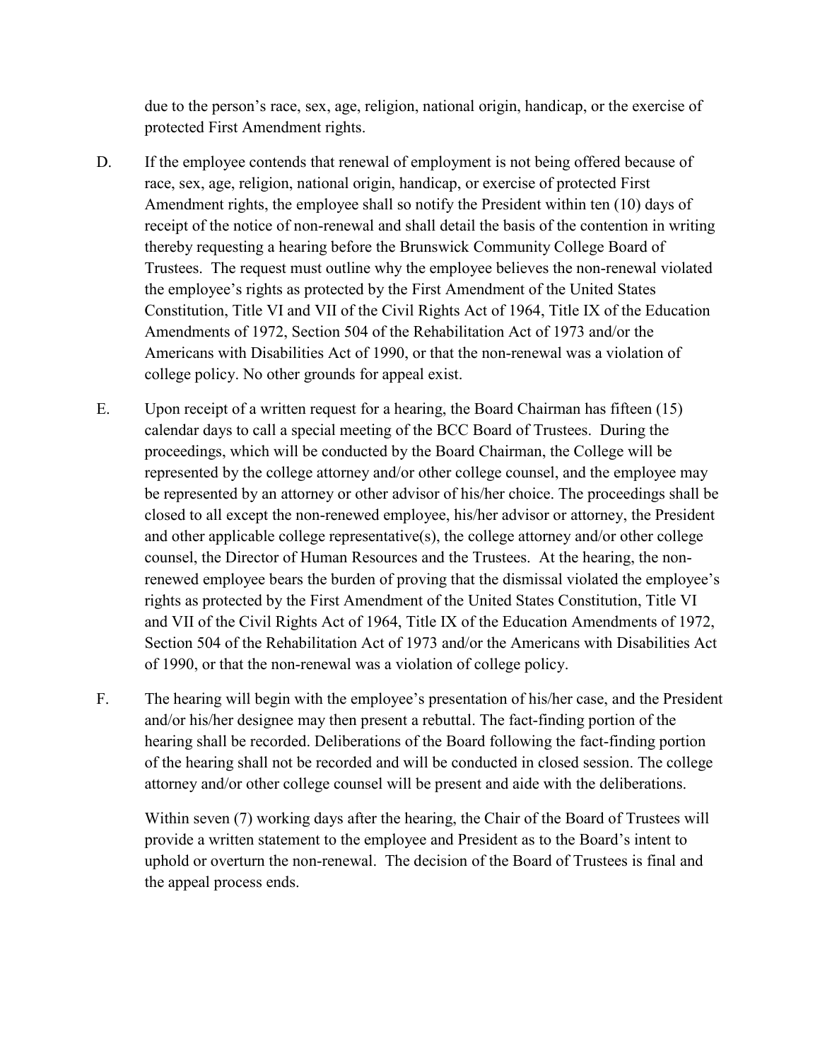due to the person's race, sex, age, religion, national origin, handicap, or the exercise of protected First Amendment rights.

D. If the employee contends that renewal of employment is not being offered because of race, sex, age, religion, national origin, handicap, or exercise of protected First Amendment rights, the employee shall so notify the President within ten (10) days of receipt of the notice of non-renewal and shall detail the basis of the contention in writing thereby requesting a hearing before the Brunswick Community College Board of Trustees. The request must outline why the employee believes the non-renewal violated the employee's rights as protected by the First Amendment of the United States Constitution, Title VI and VII of the Civil Rights Act of 1964, Title IX of the Education Amendments of 1972, Section 504 of the Rehabilitation Act of 1973 and/or the Americans with Disabilities Act of 1990, or that the non-renewal was a violation of college policy. No other grounds for appeal exist.

E. Upon receipt of a written request for a hearing, the Board Chairman has fifteen (15) calendar days to call a special meeting of the BCC Board of Trustees. During the proceedings, which will be conducted by the Board Chairman, the College will be represented by the college attorney and/or other college counsel, and the employee may be represented by an attorney or other advisor of his/her choice. The proceedings shall be closed to all except the non-renewed employee, his/her advisor or attorney, the President and other applicable college representative(s), the college attorney and/or other college counsel, the Director of Human Resources and the Trustees. At the hearing, the non-renewed employee bears the burden of proving that the dismissal violated the employee's rights as protected by the First Amendment of the United States Constitution, Title VI and VII of the Civil Rights Act of 1964, Title IX of the Education Amendments of 1972, Section 504 of the Rehabilitation Act of 1973 and/or the Americans with Disabilities Act of 1990, or that the non-renewal was a violation of college policy.

F. The hearing will begin with the employee's presentation of his/her case, and the President and/or his/her designee may then present a rebuttal. The fact-finding portion of the hearing shall be recorded. Deliberations of the Board following the fact-finding portion of the hearing shall not be recorded and will be conducted in closed session. The college attorney and/or other college counsel will be present and aide with the deliberations.

   Within seven (7) working days after the hearing, the Chair of the Board of Trustees will provide a written statement to the employee and President as to the Board's intent to uphold or overturn the non-renewal. The decision of the Board of Trustees is final and the appeal process ends.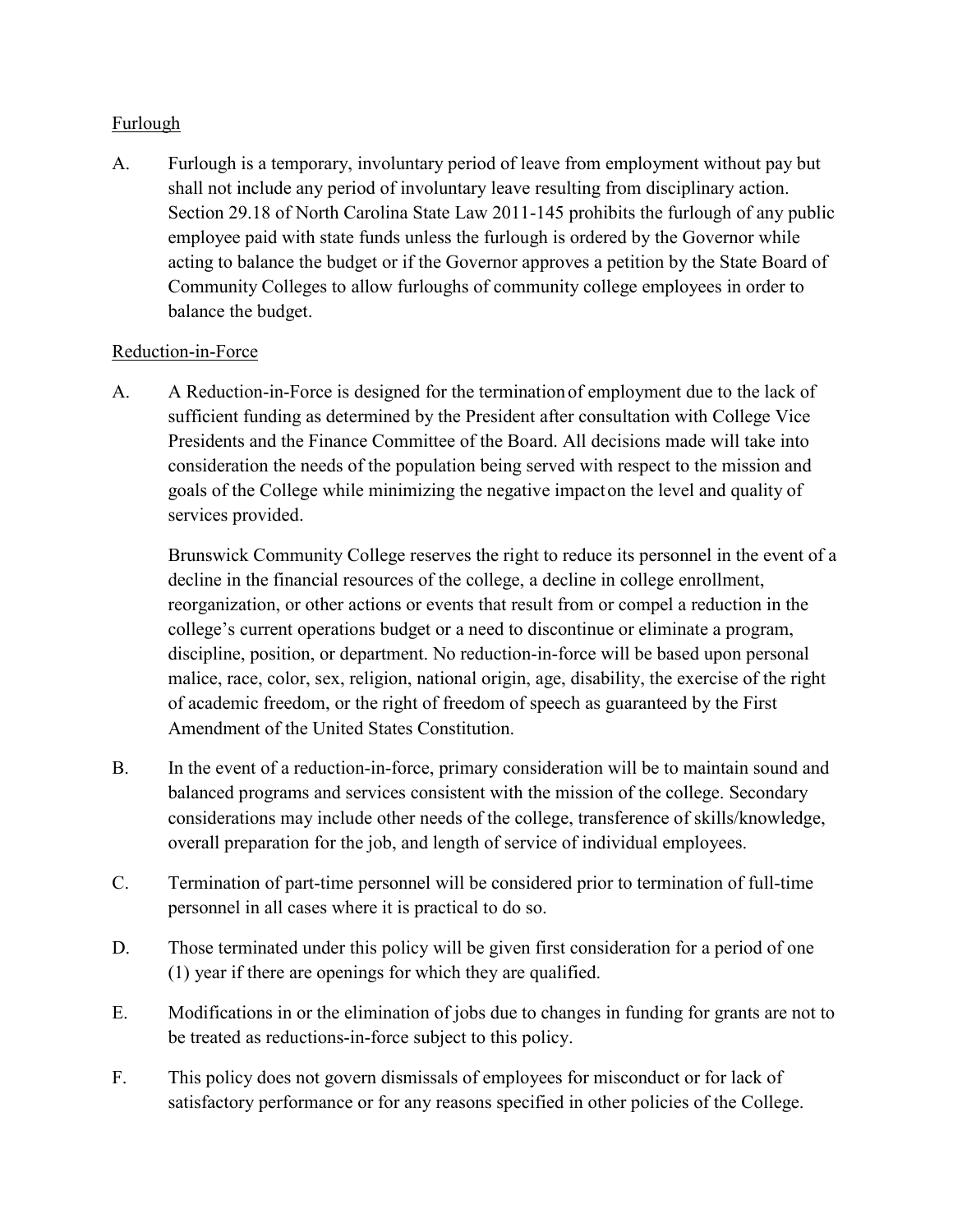Furlough

A. Furlough is a temporary, involuntary period of leave from employment without pay but shall not include any period of involuntary leave resulting from disciplinary action. Section 29.18 of North Carolina State Law 2011-145 prohibits the furlough of any public employee paid with state funds unless the furlough is ordered by the Governor while acting to balance the budget or if the Governor approves a petition by the State Board of Community Colleges to allow furloughs of community college employees in order to balance the budget.

Reduction-in-Force

A. A Reduction-in-Force is designed for the termination of employment due to the lack of sufficient funding as determined by the President after consultation with College Vice Presidents and the Finance Committee of the Board. All decisions made will take into consideration the needs of the population being served with respect to the mission and goals of the College while minimizing the negative impact on the level and quality of services provided.

   Brunswick Community College reserves the right to reduce its personnel in the event of a decline in the financial resources of the college, a decline in college enrollment, reorganization, or other actions or events that result from or compel a reduction in the college's current operations budget or a need to discontinue or eliminate a program, discipline, position, or department. No reduction-in-force will be based upon personal malice, race, color, sex, religion, national origin, age, disability, the exercise of the right of academic freedom, or the right of freedom of speech as guaranteed by the First Amendment of the United States Constitution.

B. In the event of a reduction-in-force, primary consideration will be to maintain sound and balanced programs and services consistent with the mission of the college. Secondary considerations may include other needs of the college, transference of skills/knowledge, overall preparation for the job, and length of service of individual employees.

C. Termination of part-time personnel will be considered prior to termination of full-time personnel in all cases where it is practical to do so.

D. Those terminated under this policy will be given first consideration for a period of one (1) year if there are openings for which they are qualified.

E. Modifications in or the elimination of jobs due to changes in funding for grants are not to be treated as reductions-in-force subject to this policy.

F. This policy does not govern dismissals of employees for misconduct or for lack of satisfactory performance or for any reasons specified in other policies of the College.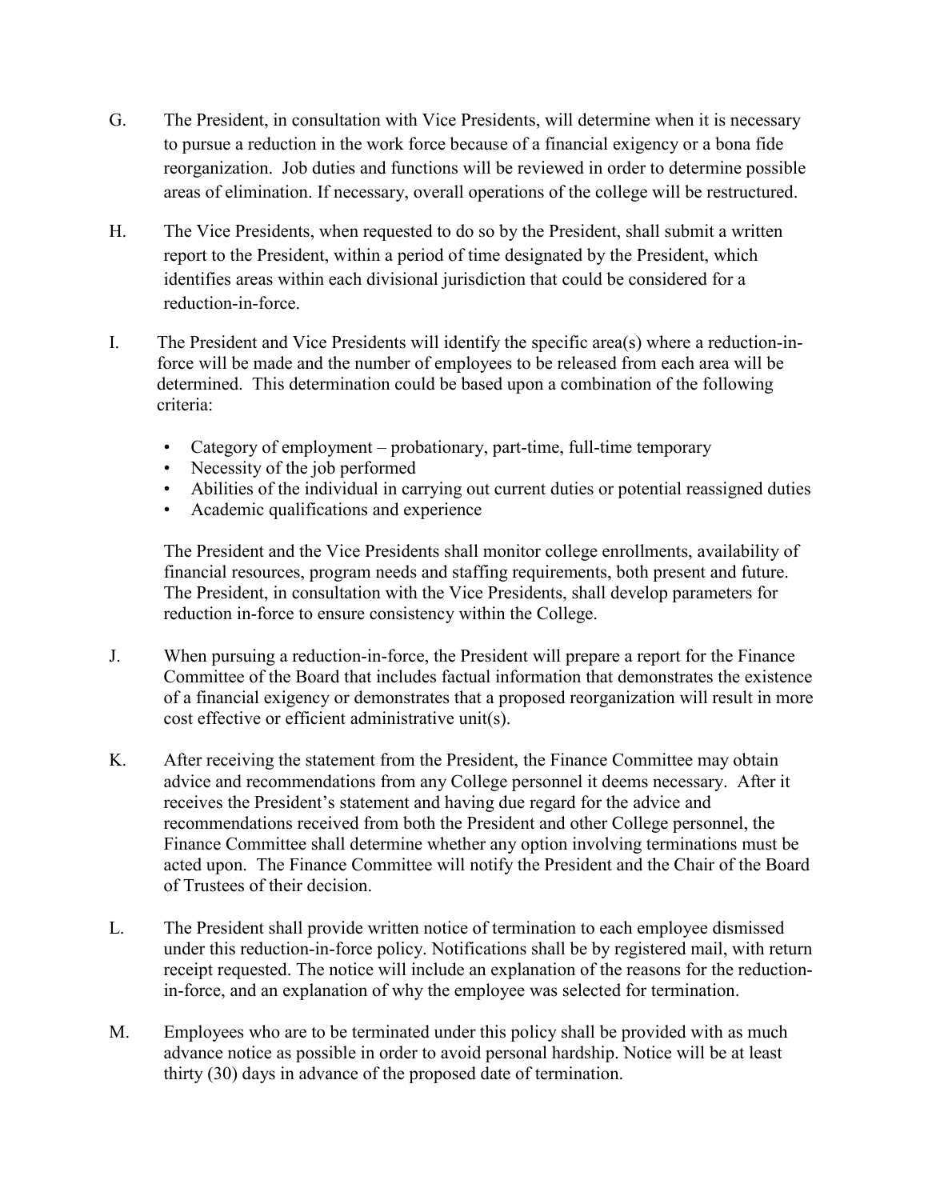G. The President, in consultation with Vice Presidents, will determine when it is necessary to pursue a reduction in the work force because of a financial exigency or a bona fide reorganization. Job duties and functions will be reviewed in order to determine possible areas of elimination. If necessary, overall operations of the college will be restructured.

H. The Vice Presidents, when requested to do so by the President, shall submit a written report to the President, within a period of time designated by the President, which identifies areas within each divisional jurisdiction that could be considered for a reduction-in-force.

I. The President and Vice Presidents will identify the specific area(s) where a reduction-in-force will be made and the number of employees to be released from each area will be determined. This determination could be based upon a combination of the following criteria:

- Category of employment – probationary, part-time, full-time temporary
- Necessity of the job performed
- Abilities of the individual in carrying out current duties or potential reassigned duties
- Academic qualifications and experience

The President and the Vice Presidents shall monitor college enrollments, availability of financial resources, program needs and staffing requirements, both present and future. The President, in consultation with the Vice Presidents, shall develop parameters for reduction in-force to ensure consistency within the College.

J. When pursuing a reduction-in-force, the President will prepare a report for the Finance Committee of the Board that includes factual information that demonstrates the existence of a financial exigency or demonstrates that a proposed reorganization will result in more cost effective or efficient administrative unit(s).

K. After receiving the statement from the President, the Finance Committee may obtain advice and recommendations from any College personnel it deems necessary. After it receives the President's statement and having due regard for the advice and recommendations received from both the President and other College personnel, the Finance Committee shall determine whether any option involving terminations must be acted upon. The Finance Committee will notify the President and the Chair of the Board of Trustees of their decision.

L. The President shall provide written notice of termination to each employee dismissed under this reduction-in-force policy. Notifications shall be by registered mail, with return receipt requested. The notice will include an explanation of the reasons for the reduction-in-force, and an explanation of why the employee was selected for termination.

M. Employees who are to be terminated under this policy shall be provided with as much advance notice as possible in order to avoid personal hardship. Notice will be at least thirty (30) days in advance of the proposed date of termination.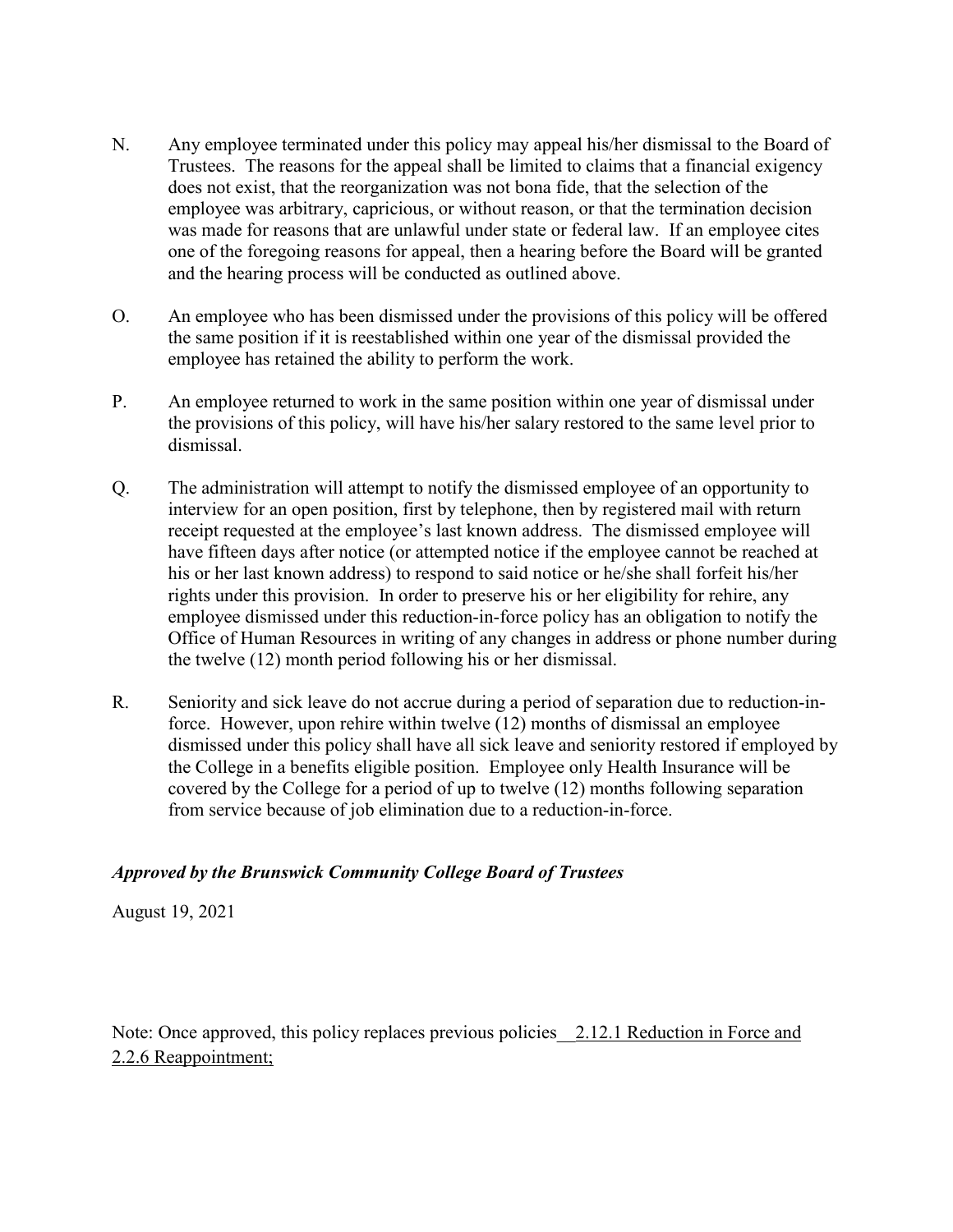N. Any employee terminated under this policy may appeal his/her dismissal to the Board of Trustees. The reasons for the appeal shall be limited to claims that a financial exigency does not exist, that the reorganization was not bona fide, that the selection of the employee was arbitrary, capricious, or without reason, or that the termination decision was made for reasons that are unlawful under state or federal law. If an employee cites one of the foregoing reasons for appeal, then a hearing before the Board will be granted and the hearing process will be conducted as outlined above.

O. An employee who has been dismissed under the provisions of this policy will be offered the same position if it is reestablished within one year of the dismissal provided the employee has retained the ability to perform the work.

P. An employee returned to work in the same position within one year of dismissal under the provisions of this policy, will have his/her salary restored to the same level prior to dismissal.

Q. The administration will attempt to notify the dismissed employee of an opportunity to interview for an open position, first by telephone, then by registered mail with return receipt requested at the employee's last known address. The dismissed employee will have fifteen days after notice (or attempted notice if the employee cannot be reached at his or her last known address) to respond to said notice or he/she shall forfeit his/her rights under this provision. In order to preserve his or her eligibility for rehire, any employee dismissed under this reduction-in-force policy has an obligation to notify the Office of Human Resources in writing of any changes in address or phone number during the twelve (12) month period following his or her dismissal.

R. Seniority and sick leave do not accrue during a period of separation due to reduction-in-force. However, upon rehire within twelve (12) months of dismissal an employee dismissed under this policy shall have all sick leave and seniority restored if employed by the College in a benefits eligible position. Employee only Health Insurance will be covered by the College for a period of up to twelve (12) months following separation from service because of job elimination due to a reduction-in-force.

***Approved by the Brunswick Community College Board of Trustees***

August 19, 2021

Note: Once approved, this policy replaces previous policies <u>2.12.1 Reduction in Force and 2.2.6 Reappointment;</u>